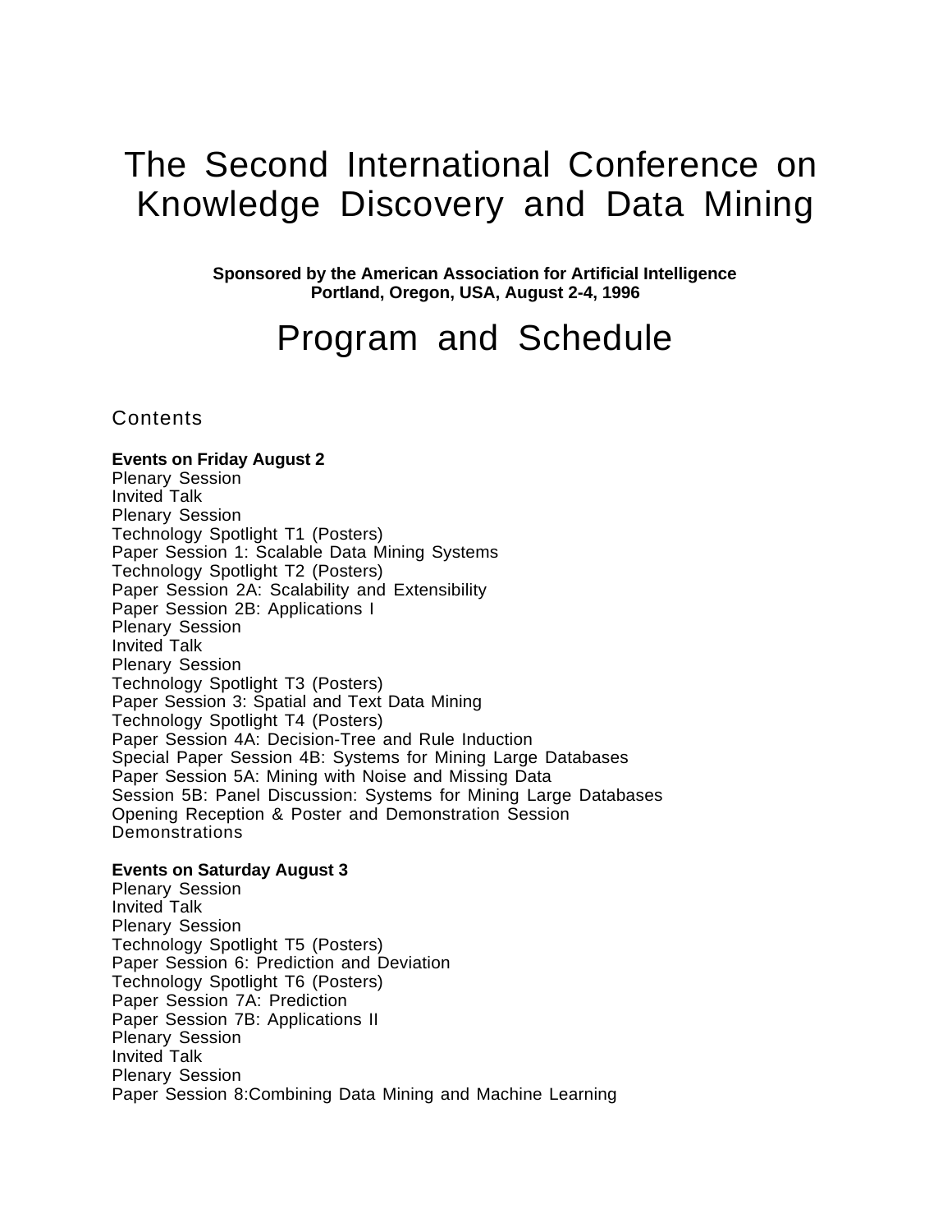# The Second International Conference on Knowledge Discovery and Data Mining

**Sponsored by the American Association for Artificial Intelligence**
**Portland, Oregon, USA, August 2-4, 1996**

# Program and Schedule

## Contents

**Events on Friday August 2**

Plenary Session
Invited Talk
Plenary Session
Technology Spotlight T1 (Posters)
Paper Session 1: Scalable Data Mining Systems
Technology Spotlight T2 (Posters)
Paper Session 2A: Scalability and Extensibility
Paper Session 2B: Applications I
Plenary Session
Invited Talk
Plenary Session
Technology Spotlight T3 (Posters)
Paper Session 3: Spatial and Text Data Mining
Technology Spotlight T4 (Posters)
Paper Session 4A: Decision-Tree and Rule Induction
Special Paper Session 4B: Systems for Mining Large Databases
Paper Session 5A: Mining with Noise and Missing Data
Session 5B: Panel Discussion: Systems for Mining Large Databases
Opening Reception & Poster and Demonstration Session
Demonstrations

**Events on Saturday August 3**

Plenary Session
Invited Talk
Plenary Session
Technology Spotlight T5 (Posters)
Paper Session 6: Prediction and Deviation
Technology Spotlight T6 (Posters)
Paper Session 7A: Prediction
Paper Session 7B: Applications II
Plenary Session
Invited Talk
Plenary Session
Paper Session 8:Combining Data Mining and Machine Learning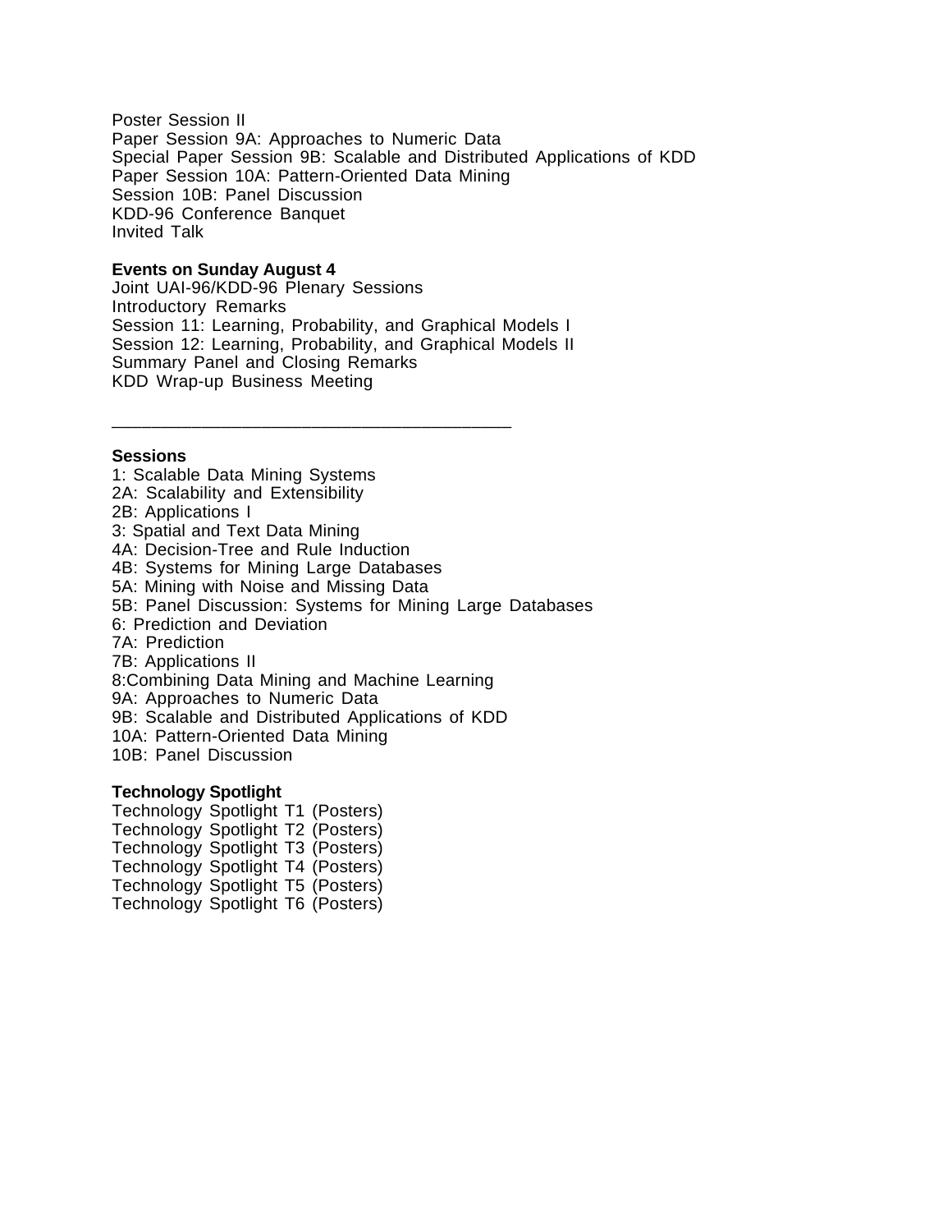Poster Session II
Paper Session 9A: Approaches to Numeric Data
Special Paper Session 9B: Scalable and Distributed Applications of KDD
Paper Session 10A: Pattern-Oriented Data Mining
Session 10B: Panel Discussion
KDD-96 Conference Banquet
Invited Talk

**Events on Sunday August 4**

Joint UAI-96/KDD-96 Plenary Sessions
Introductory Remarks
Session 11: Learning, Probability, and Graphical Models I
Session 12: Learning, Probability, and Graphical Models II
Summary Panel and Closing Remarks
KDD Wrap-up Business Meeting

---

**Sessions**

1: Scalable Data Mining Systems
2A: Scalability and Extensibility
2B: Applications I
3: Spatial and Text Data Mining
4A: Decision-Tree and Rule Induction
4B: Systems for Mining Large Databases
5A: Mining with Noise and Missing Data
5B: Panel Discussion: Systems for Mining Large Databases
6: Prediction and Deviation
7A: Prediction
7B: Applications II
8:Combining Data Mining and Machine Learning
9A: Approaches to Numeric Data
9B: Scalable and Distributed Applications of KDD
10A: Pattern-Oriented Data Mining
10B: Panel Discussion

**Technology Spotlight**

Technology Spotlight T1 (Posters)
Technology Spotlight T2 (Posters)
Technology Spotlight T3 (Posters)
Technology Spotlight T4 (Posters)
Technology Spotlight T5 (Posters)
Technology Spotlight T6 (Posters)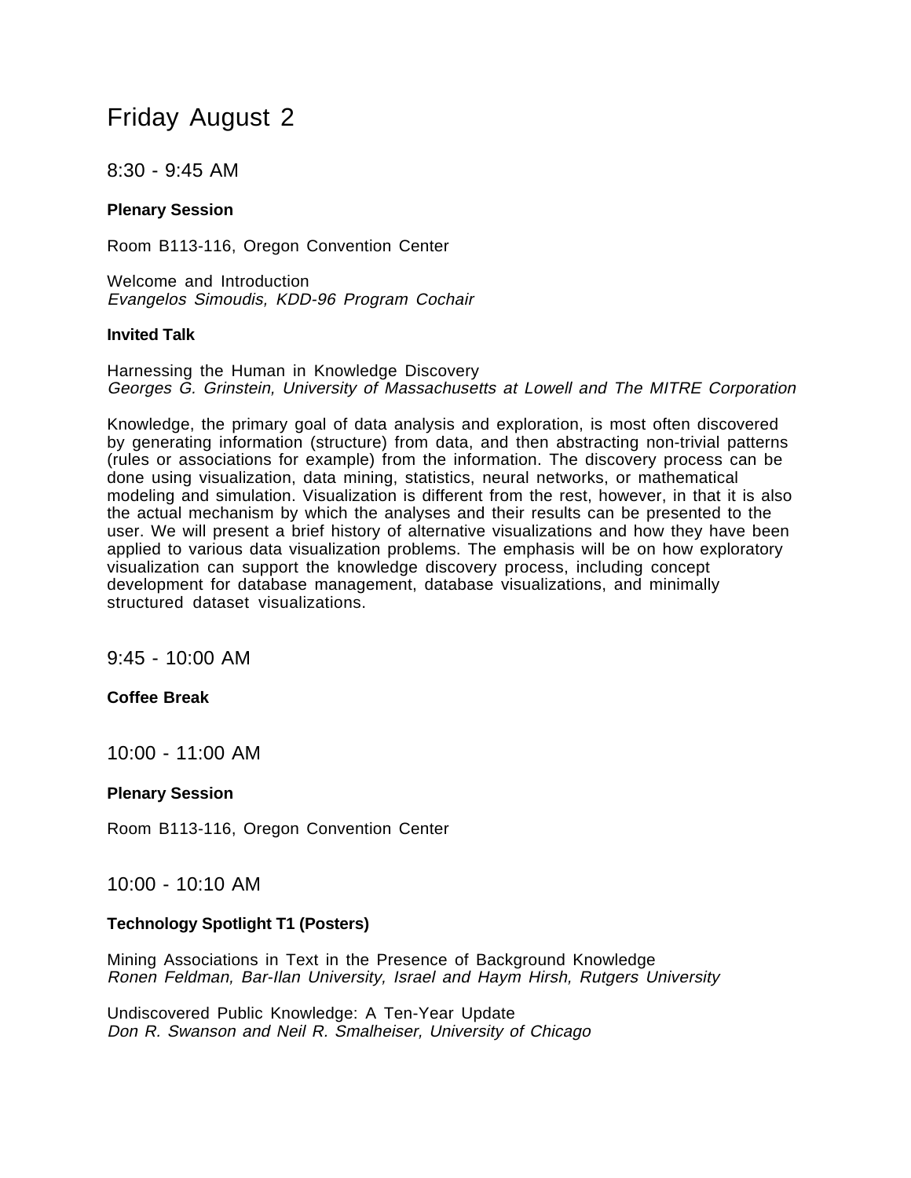# Friday August 2

## 8:30 - 9:45 AM

**Plenary Session**

Room B113-116, Oregon Convention Center

Welcome and Introduction
*Evangelos Simoudis, KDD-96 Program Cochair*

**Invited Talk**

Harnessing the Human in Knowledge Discovery
*Georges G. Grinstein, University of Massachusetts at Lowell and The MITRE Corporation*

Knowledge, the primary goal of data analysis and exploration, is most often discovered by generating information (structure) from data, and then abstracting non-trivial patterns (rules or associations for example) from the information. The discovery process can be done using visualization, data mining, statistics, neural networks, or mathematical modeling and simulation. Visualization is different from the rest, however, in that it is also the actual mechanism by which the analyses and their results can be presented to the user. We will present a brief history of alternative visualizations and how they have been applied to various data visualization problems. The emphasis will be on how exploratory visualization can support the knowledge discovery process, including concept development for database management, database visualizations, and minimally structured dataset visualizations.

## 9:45 - 10:00 AM

**Coffee Break**

## 10:00 - 11:00 AM

**Plenary Session**

Room B113-116, Oregon Convention Center

## 10:00 - 10:10 AM

**Technology Spotlight T1 (Posters)**

Mining Associations in Text in the Presence of Background Knowledge
*Ronen Feldman, Bar-Ilan University, Israel and Haym Hirsh, Rutgers University*

Undiscovered Public Knowledge: A Ten-Year Update
*Don R. Swanson and Neil R. Smalheiser, University of Chicago*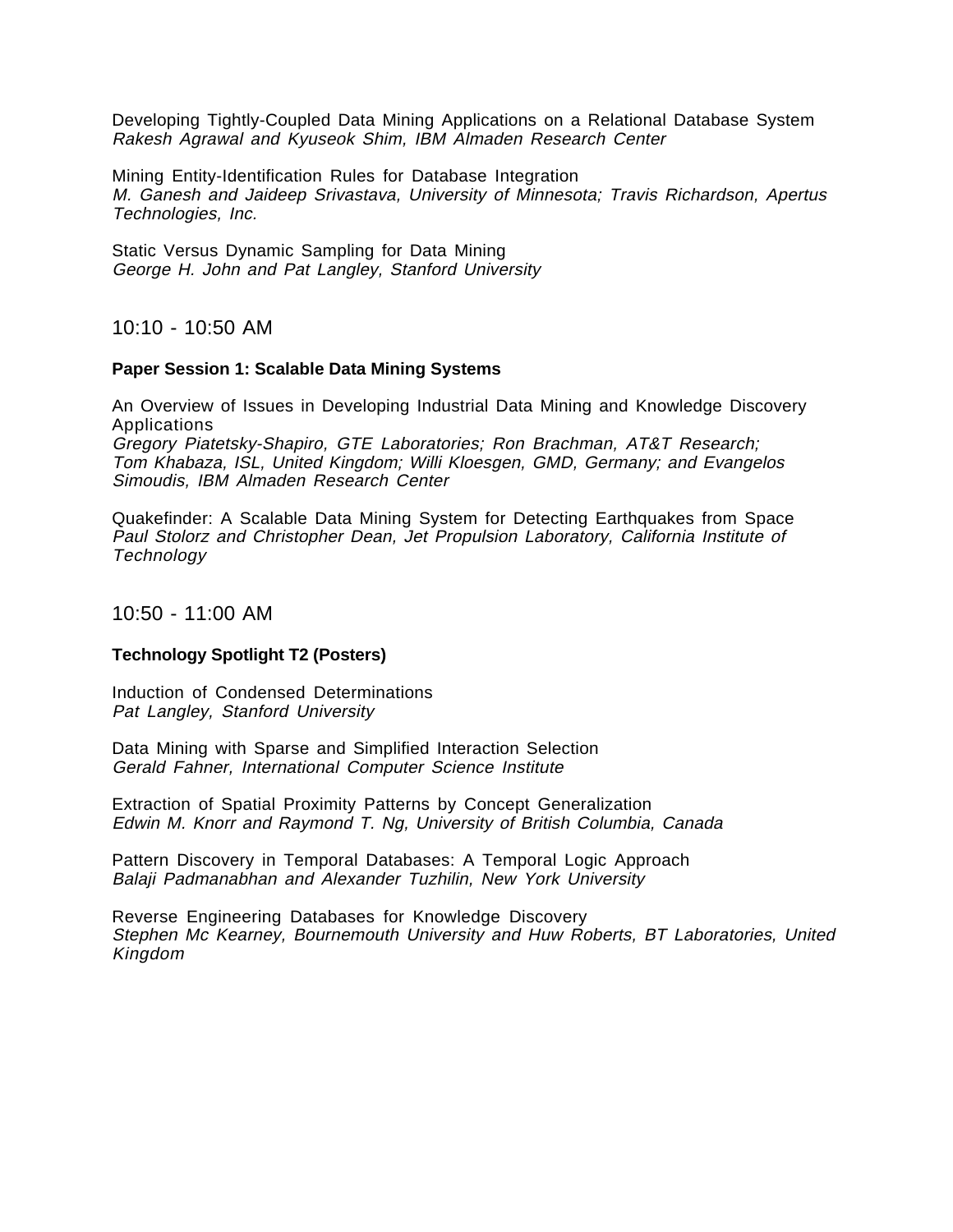Developing Tightly-Coupled Data Mining Applications on a Relational Database System
*Rakesh Agrawal and Kyuseok Shim, IBM Almaden Research Center*

Mining Entity-Identification Rules for Database Integration
*M. Ganesh and Jaideep Srivastava, University of Minnesota; Travis Richardson, Apertus Technologies, Inc.*

Static Versus Dynamic Sampling for Data Mining
*George H. John and Pat Langley, Stanford University*

## 10:10 - 10:50 AM

**Paper Session 1: Scalable Data Mining Systems**

An Overview of Issues in Developing Industrial Data Mining and Knowledge Discovery Applications
*Gregory Piatetsky-Shapiro, GTE Laboratories; Ron Brachman, AT&T Research; Tom Khabaza, ISL, United Kingdom; Willi Kloesgen, GMD, Germany; and Evangelos Simoudis, IBM Almaden Research Center*

Quakefinder: A Scalable Data Mining System for Detecting Earthquakes from Space
*Paul Stolorz and Christopher Dean, Jet Propulsion Laboratory, California Institute of Technology*

## 10:50 - 11:00 AM

**Technology Spotlight T2 (Posters)**

Induction of Condensed Determinations
*Pat Langley, Stanford University*

Data Mining with Sparse and Simplified Interaction Selection
*Gerald Fahner, International Computer Science Institute*

Extraction of Spatial Proximity Patterns by Concept Generalization
*Edwin M. Knorr and Raymond T. Ng, University of British Columbia, Canada*

Pattern Discovery in Temporal Databases: A Temporal Logic Approach
*Balaji Padmanabhan and Alexander Tuzhilin, New York University*

Reverse Engineering Databases for Knowledge Discovery
*Stephen Mc Kearney, Bournemouth University and Huw Roberts, BT Laboratories, United Kingdom*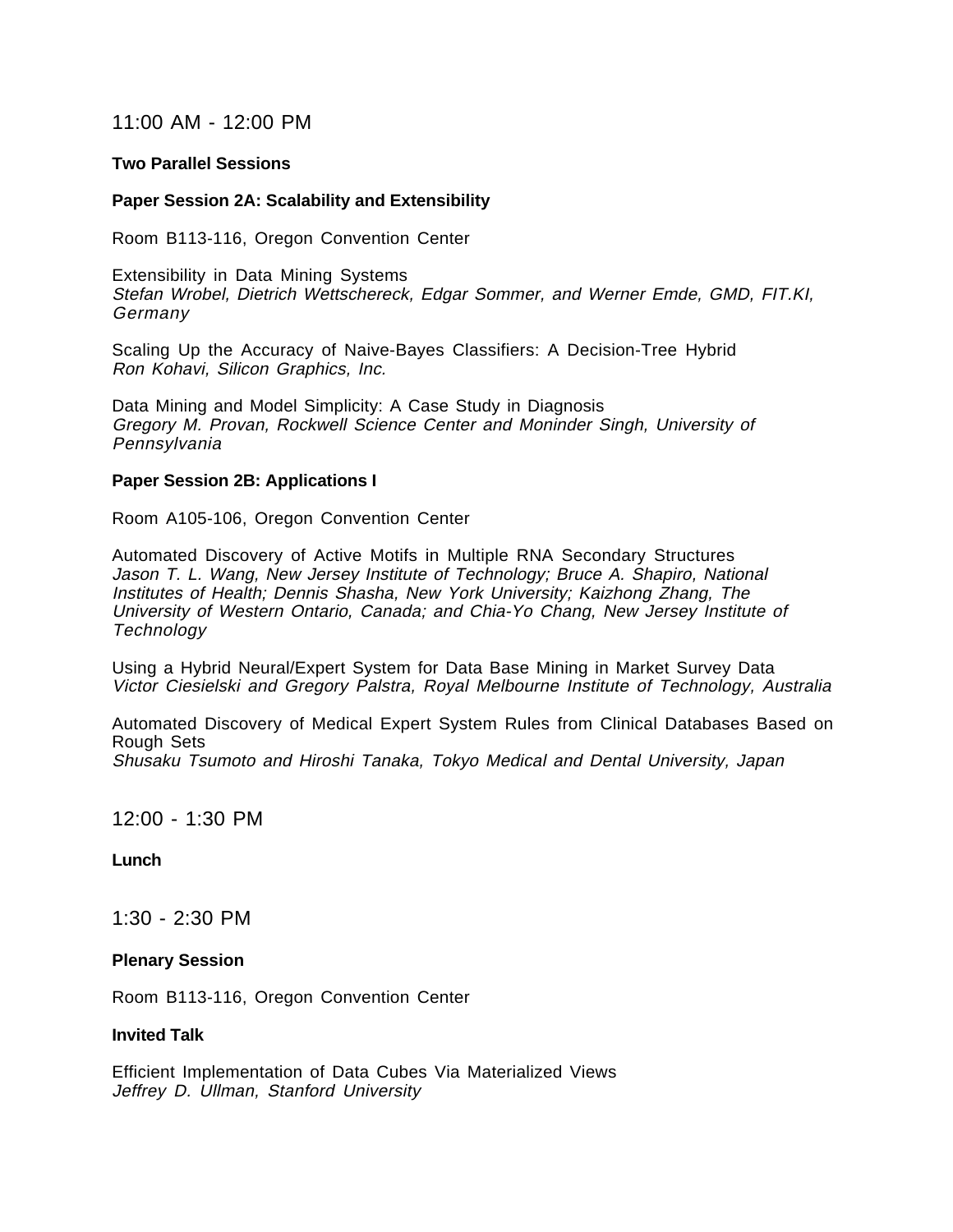## 11:00 AM - 12:00 PM

**Two Parallel Sessions**

**Paper Session 2A: Scalability and Extensibility**

Room B113-116, Oregon Convention Center

Extensibility in Data Mining Systems
*Stefan Wrobel, Dietrich Wettschereck, Edgar Sommer, and Werner Emde, GMD, FIT.KI, Germany*

Scaling Up the Accuracy of Naive-Bayes Classifiers: A Decision-Tree Hybrid
*Ron Kohavi, Silicon Graphics, Inc.*

Data Mining and Model Simplicity: A Case Study in Diagnosis
*Gregory M. Provan, Rockwell Science Center and Moninder Singh, University of Pennsylvania*

**Paper Session 2B: Applications I**

Room A105-106, Oregon Convention Center

Automated Discovery of Active Motifs in Multiple RNA Secondary Structures
*Jason T. L. Wang, New Jersey Institute of Technology; Bruce A. Shapiro, National Institutes of Health; Dennis Shasha, New York University; Kaizhong Zhang, The University of Western Ontario, Canada; and Chia-Yo Chang, New Jersey Institute of Technology*

Using a Hybrid Neural/Expert System for Data Base Mining in Market Survey Data
*Victor Ciesielski and Gregory Palstra, Royal Melbourne Institute of Technology, Australia*

Automated Discovery of Medical Expert System Rules from Clinical Databases Based on Rough Sets
*Shusaku Tsumoto and Hiroshi Tanaka, Tokyo Medical and Dental University, Japan*

## 12:00 - 1:30 PM

**Lunch**

## 1:30 - 2:30 PM

**Plenary Session**

Room B113-116, Oregon Convention Center

**Invited Talk**

Efficient Implementation of Data Cubes Via Materialized Views
*Jeffrey D. Ullman, Stanford University*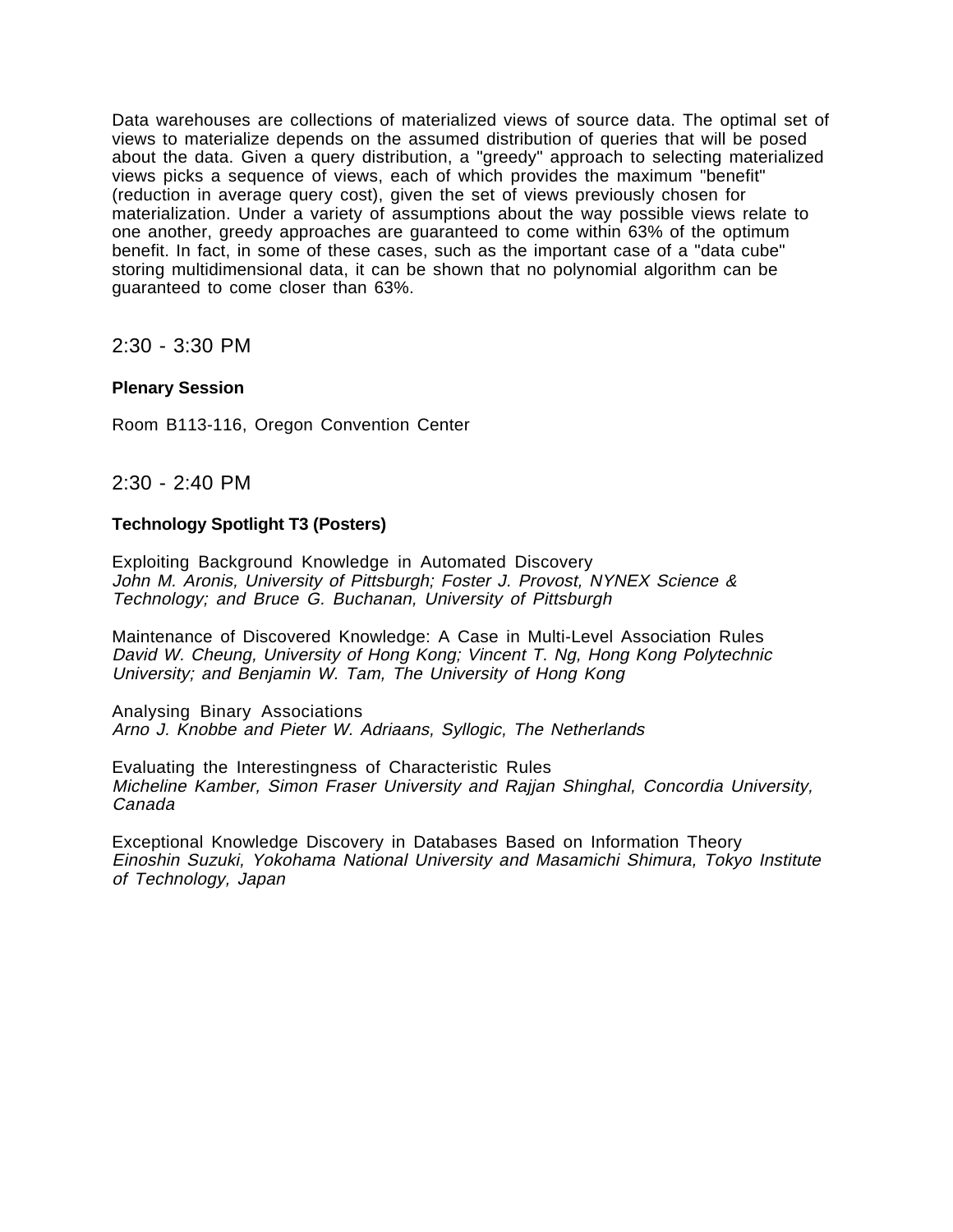Data warehouses are collections of materialized views of source data. The optimal set of views to materialize depends on the assumed distribution of queries that will be posed about the data. Given a query distribution, a "greedy" approach to selecting materialized views picks a sequence of views, each of which provides the maximum "benefit" (reduction in average query cost), given the set of views previously chosen for materialization. Under a variety of assumptions about the way possible views relate to one another, greedy approaches are guaranteed to come within 63% of the optimum benefit. In fact, in some of these cases, such as the important case of a "data cube" storing multidimensional data, it can be shown that no polynomial algorithm can be guaranteed to come closer than 63%.

## 2:30 - 3:30 PM

**Plenary Session**

Room B113-116, Oregon Convention Center

## 2:30 - 2:40 PM

**Technology Spotlight T3 (Posters)**

Exploiting Background Knowledge in Automated Discovery
*John M. Aronis, University of Pittsburgh; Foster J. Provost, NYNEX Science & Technology; and Bruce G. Buchanan, University of Pittsburgh*

Maintenance of Discovered Knowledge: A Case in Multi-Level Association Rules
*David W. Cheung, University of Hong Kong; Vincent T. Ng, Hong Kong Polytechnic University; and Benjamin W. Tam, The University of Hong Kong*

Analysing Binary Associations
*Arno J. Knobbe and Pieter W. Adriaans, Syllogic, The Netherlands*

Evaluating the Interestingness of Characteristic Rules
*Micheline Kamber, Simon Fraser University and Rajjan Shinghal, Concordia University, Canada*

Exceptional Knowledge Discovery in Databases Based on Information Theory
*Einoshin Suzuki, Yokohama National University and Masamichi Shimura, Tokyo Institute of Technology, Japan*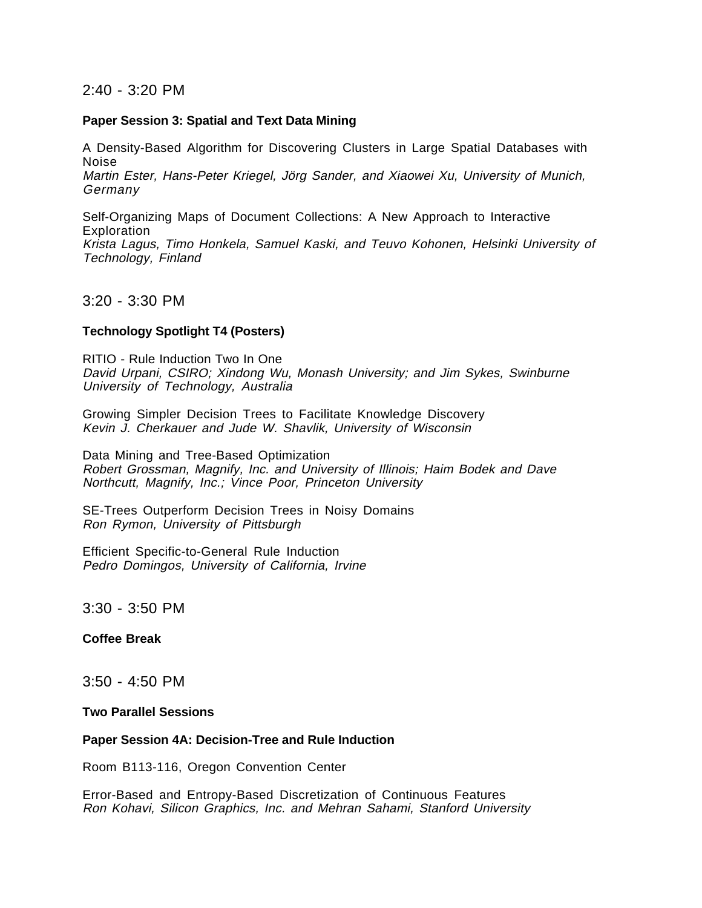## 2:40 - 3:20 PM

**Paper Session 3: Spatial and Text Data Mining**

A Density-Based Algorithm for Discovering Clusters in Large Spatial Databases with Noise
*Martin Ester, Hans-Peter Kriegel, Jörg Sander, and Xiaowei Xu, University of Munich, Germany*

Self-Organizing Maps of Document Collections: A New Approach to Interactive Exploration
*Krista Lagus, Timo Honkela, Samuel Kaski, and Teuvo Kohonen, Helsinki University of Technology, Finland*

## 3:20 - 3:30 PM

**Technology Spotlight T4 (Posters)**

RITIO - Rule Induction Two In One
*David Urpani, CSIRO; Xindong Wu, Monash University; and Jim Sykes, Swinburne University of Technology, Australia*

Growing Simpler Decision Trees to Facilitate Knowledge Discovery
*Kevin J. Cherkauer and Jude W. Shavlik, University of Wisconsin*

Data Mining and Tree-Based Optimization
*Robert Grossman, Magnify, Inc. and University of Illinois; Haim Bodek and Dave Northcutt, Magnify, Inc.; Vince Poor, Princeton University*

SE-Trees Outperform Decision Trees in Noisy Domains
*Ron Rymon, University of Pittsburgh*

Efficient Specific-to-General Rule Induction
*Pedro Domingos, University of California, Irvine*

## 3:30 - 3:50 PM

**Coffee Break**

## 3:50 - 4:50 PM

**Two Parallel Sessions**

**Paper Session 4A: Decision-Tree and Rule Induction**

Room B113-116, Oregon Convention Center

Error-Based and Entropy-Based Discretization of Continuous Features
*Ron Kohavi, Silicon Graphics, Inc. and Mehran Sahami, Stanford University*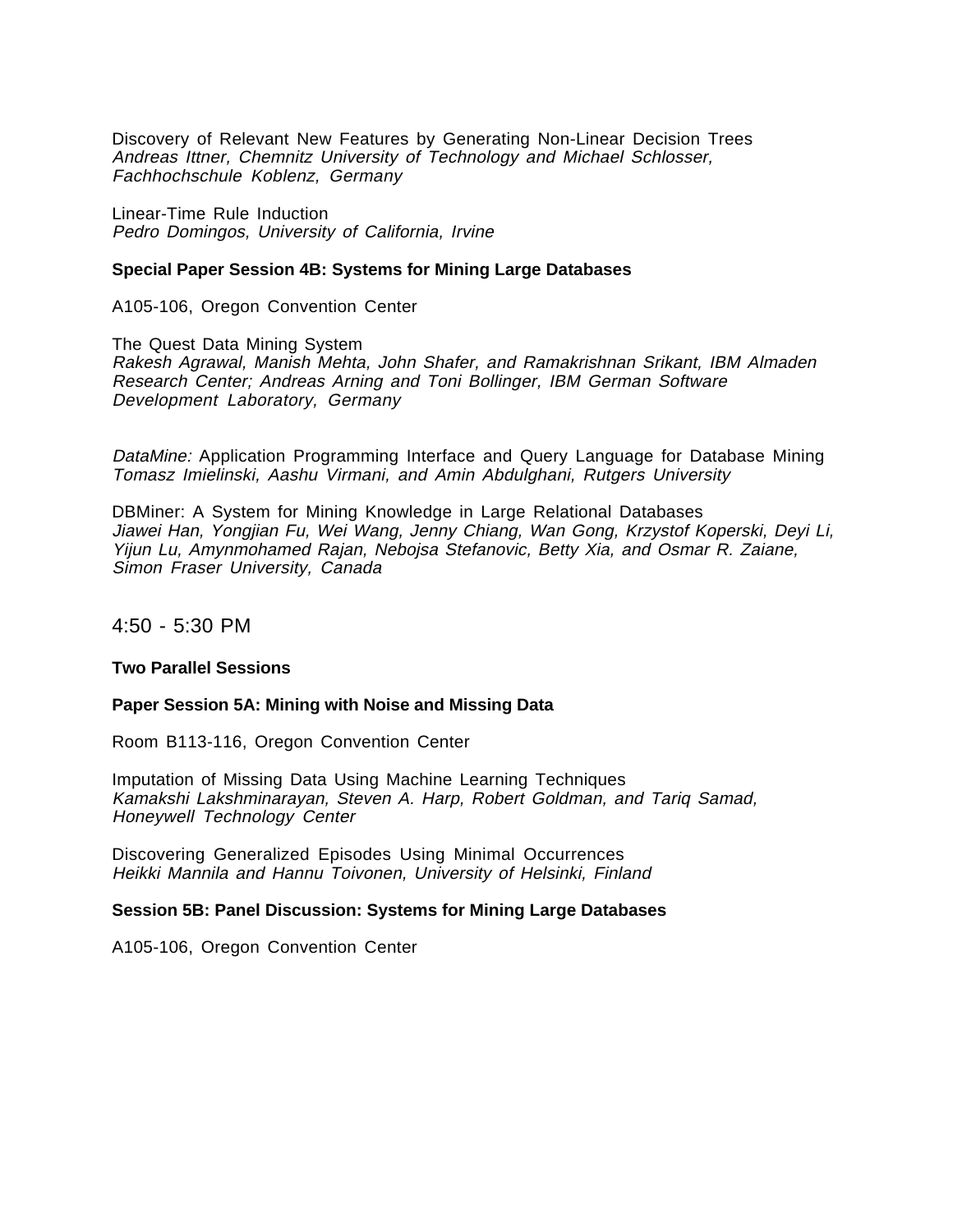Discovery of Relevant New Features by Generating Non-Linear Decision Trees
*Andreas Ittner, Chemnitz University of Technology and Michael Schlosser, Fachhochschule Koblenz, Germany*

Linear-Time Rule Induction
*Pedro Domingos, University of California, Irvine*

**Special Paper Session 4B: Systems for Mining Large Databases**

A105-106, Oregon Convention Center

The Quest Data Mining System
*Rakesh Agrawal, Manish Mehta, John Shafer, and Ramakrishnan Srikant, IBM Almaden Research Center; Andreas Arning and Toni Bollinger, IBM German Software Development Laboratory, Germany*

*DataMine:* Application Programming Interface and Query Language for Database Mining
*Tomasz Imielinski, Aashu Virmani, and Amin Abdulghani, Rutgers University*

DBMiner: A System for Mining Knowledge in Large Relational Databases
*Jiawei Han, Yongjian Fu, Wei Wang, Jenny Chiang, Wan Gong, Krzystof Koperski, Deyi Li, Yijun Lu, Amynmohamed Rajan, Nebojsa Stefanovic, Betty Xia, and Osmar R. Zaiane, Simon Fraser University, Canada*

## 4:50 - 5:30 PM

**Two Parallel Sessions**

**Paper Session 5A: Mining with Noise and Missing Data**

Room B113-116, Oregon Convention Center

Imputation of Missing Data Using Machine Learning Techniques
*Kamakshi Lakshminarayan, Steven A. Harp, Robert Goldman, and Tariq Samad, Honeywell Technology Center*

Discovering Generalized Episodes Using Minimal Occurrences
*Heikki Mannila and Hannu Toivonen, University of Helsinki, Finland*

**Session 5B: Panel Discussion: Systems for Mining Large Databases**

A105-106, Oregon Convention Center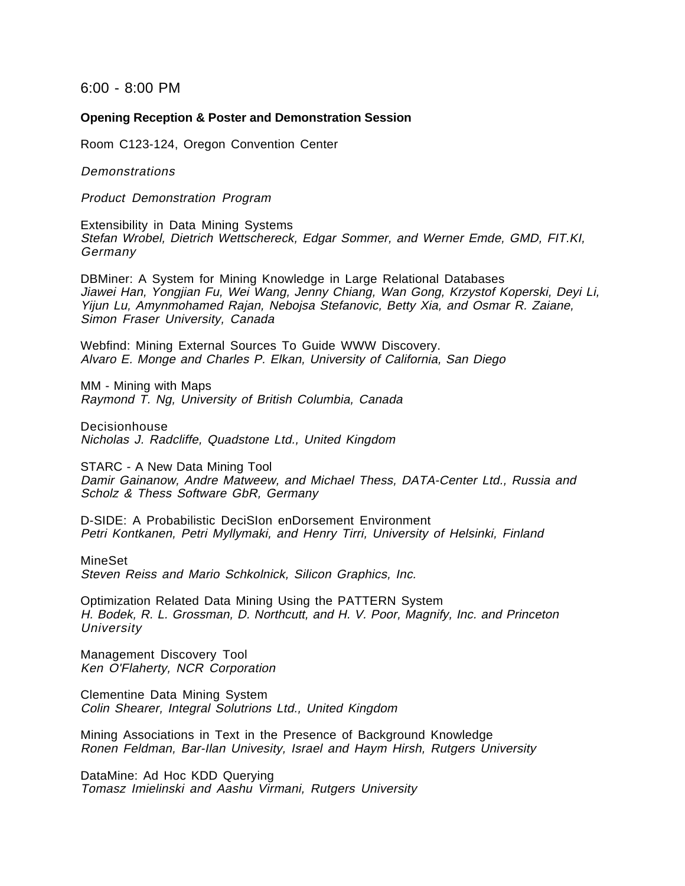6:00 - 8:00 PM

**Opening Reception & Poster and Demonstration Session**

Room C123-124, Oregon Convention Center

*Demonstrations*

*Product Demonstration Program*

Extensibility in Data Mining Systems
*Stefan Wrobel, Dietrich Wettschereck, Edgar Sommer, and Werner Emde, GMD, FIT.KI, Germany*

DBMiner: A System for Mining Knowledge in Large Relational Databases
*Jiawei Han, Yongjian Fu, Wei Wang, Jenny Chiang, Wan Gong, Krzystof Koperski, Deyi Li, Yijun Lu, Amynmohamed Rajan, Nebojsa Stefanovic, Betty Xia, and Osmar R. Zaiane, Simon Fraser University, Canada*

Webfind: Mining External Sources To Guide WWW Discovery.
*Alvaro E. Monge and Charles P. Elkan, University of California, San Diego*

MM - Mining with Maps
*Raymond T. Ng, University of British Columbia, Canada*

Decisionhouse
*Nicholas J. Radcliffe, Quadstone Ltd., United Kingdom*

STARC - A New Data Mining Tool
*Damir Gainanow, Andre Matweew, and Michael Thess, DATA-Center Ltd., Russia and Scholz & Thess Software GbR, Germany*

D-SIDE: A Probabilistic DeciSIon enDorsement Environment
*Petri Kontkanen, Petri Myllymaki, and Henry Tirri, University of Helsinki, Finland*

MineSet
*Steven Reiss and Mario Schkolnick, Silicon Graphics, Inc.*

Optimization Related Data Mining Using the PATTERN System
*H. Bodek, R. L. Grossman, D. Northcutt, and H. V. Poor, Magnify, Inc. and Princeton University*

Management Discovery Tool
*Ken O'Flaherty, NCR Corporation*

Clementine Data Mining System
*Colin Shearer, Integral Solutrions Ltd., United Kingdom*

Mining Associations in Text in the Presence of Background Knowledge
*Ronen Feldman, Bar-Ilan Univesity, Israel and Haym Hirsh, Rutgers University*

DataMine: Ad Hoc KDD Querying
*Tomasz Imielinski and Aashu Virmani, Rutgers University*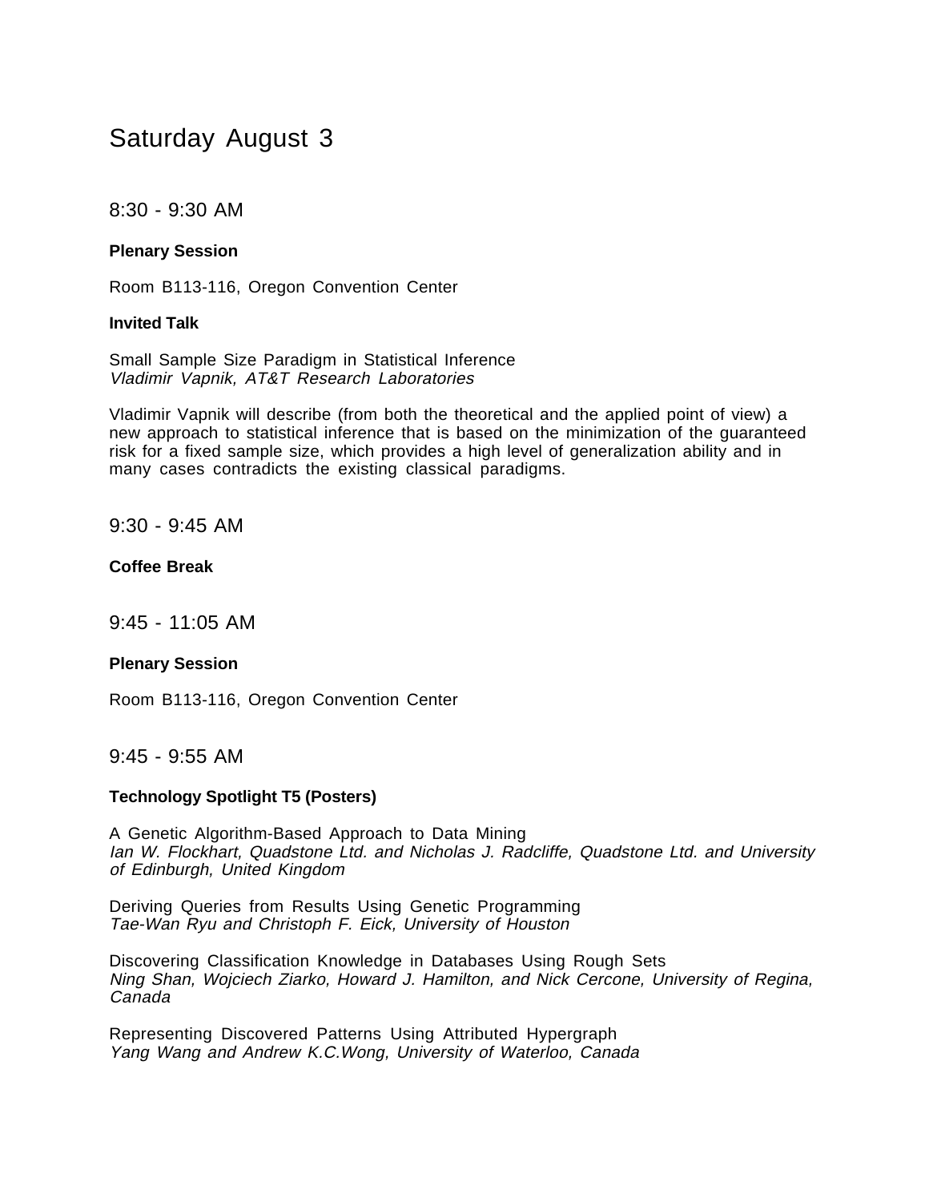# Saturday August 3

## 8:30 - 9:30 AM

**Plenary Session**

Room B113-116, Oregon Convention Center

**Invited Talk**

Small Sample Size Paradigm in Statistical Inference
*Vladimir Vapnik, AT&T Research Laboratories*

Vladimir Vapnik will describe (from both the theoretical and the applied point of view) a new approach to statistical inference that is based on the minimization of the guaranteed risk for a fixed sample size, which provides a high level of generalization ability and in many cases contradicts the existing classical paradigms.

## 9:30 - 9:45 AM

**Coffee Break**

## 9:45 - 11:05 AM

**Plenary Session**

Room B113-116, Oregon Convention Center

## 9:45 - 9:55 AM

**Technology Spotlight T5 (Posters)**

A Genetic Algorithm-Based Approach to Data Mining
*Ian W. Flockhart, Quadstone Ltd. and Nicholas J. Radcliffe, Quadstone Ltd. and University of Edinburgh, United Kingdom*

Deriving Queries from Results Using Genetic Programming
*Tae-Wan Ryu and Christoph F. Eick, University of Houston*

Discovering Classification Knowledge in Databases Using Rough Sets
*Ning Shan, Wojciech Ziarko, Howard J. Hamilton, and Nick Cercone, University of Regina, Canada*

Representing Discovered Patterns Using Attributed Hypergraph
*Yang Wang and Andrew K.C.Wong, University of Waterloo, Canada*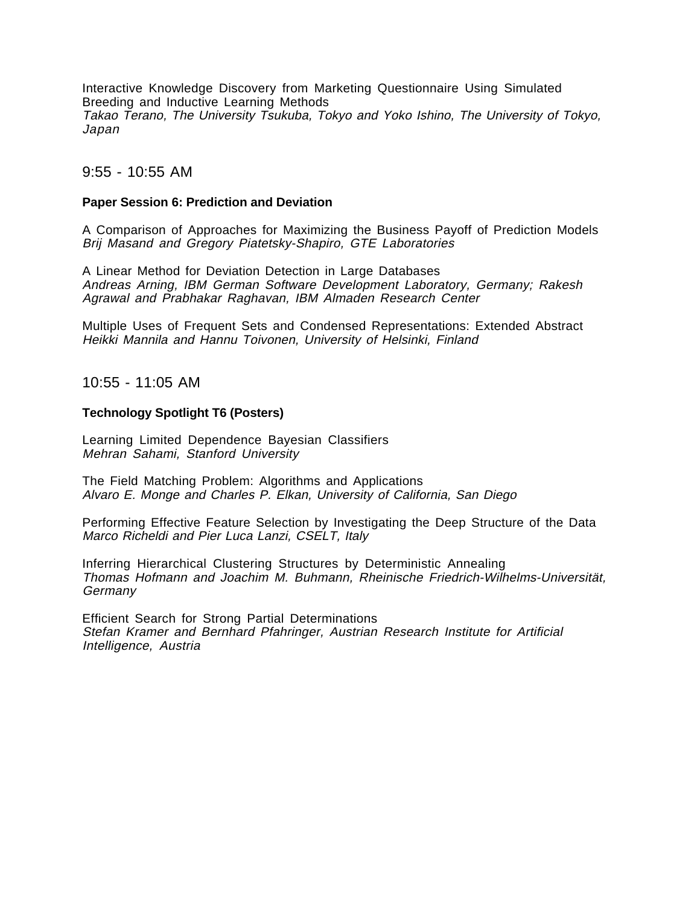Interactive Knowledge Discovery from Marketing Questionnaire Using Simulated Breeding and Inductive Learning Methods
*Takao Terano, The University Tsukuba, Tokyo and Yoko Ishino, The University of Tokyo, Japan*

## 9:55 - 10:55 AM

**Paper Session 6: Prediction and Deviation**

A Comparison of Approaches for Maximizing the Business Payoff of Prediction Models
*Brij Masand and Gregory Piatetsky-Shapiro, GTE Laboratories*

A Linear Method for Deviation Detection in Large Databases
*Andreas Arning, IBM German Software Development Laboratory, Germany; Rakesh Agrawal and Prabhakar Raghavan, IBM Almaden Research Center*

Multiple Uses of Frequent Sets and Condensed Representations: Extended Abstract
*Heikki Mannila and Hannu Toivonen, University of Helsinki, Finland*

## 10:55 - 11:05 AM

**Technology Spotlight T6 (Posters)**

Learning Limited Dependence Bayesian Classifiers
*Mehran Sahami, Stanford University*

The Field Matching Problem: Algorithms and Applications
*Alvaro E. Monge and Charles P. Elkan, University of California, San Diego*

Performing Effective Feature Selection by Investigating the Deep Structure of the Data
*Marco Richeldi and Pier Luca Lanzi, CSELT, Italy*

Inferring Hierarchical Clustering Structures by Deterministic Annealing
*Thomas Hofmann and Joachim M. Buhmann, Rheinische Friedrich-Wilhelms-Universität, Germany*

Efficient Search for Strong Partial Determinations
*Stefan Kramer and Bernhard Pfahringer, Austrian Research Institute for Artificial Intelligence, Austria*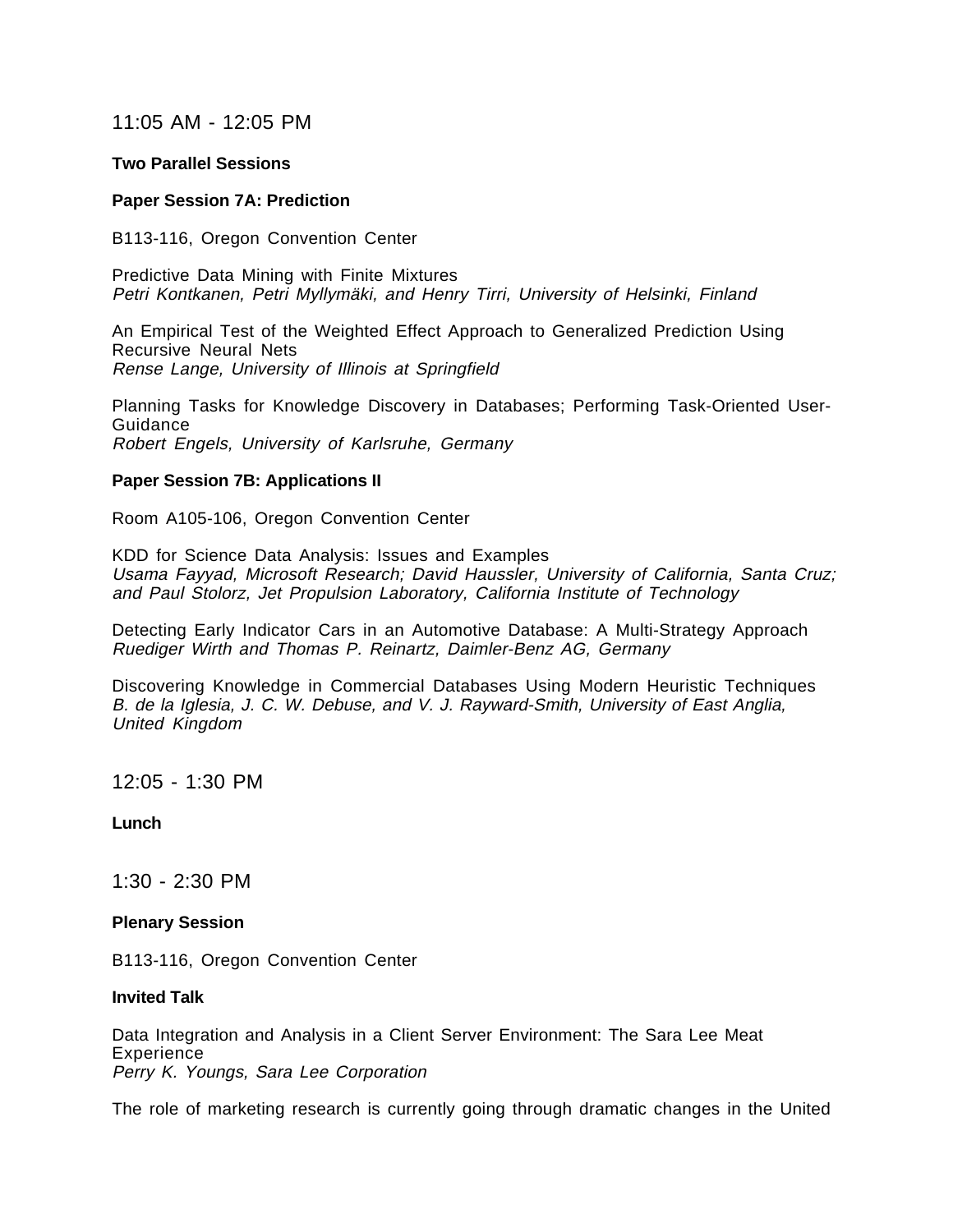## 11:05 AM - 12:05 PM

**Two Parallel Sessions**

**Paper Session 7A: Prediction**

B113-116, Oregon Convention Center

Predictive Data Mining with Finite Mixtures
*Petri Kontkanen, Petri Myllymäki, and Henry Tirri, University of Helsinki, Finland*

An Empirical Test of the Weighted Effect Approach to Generalized Prediction Using Recursive Neural Nets
*Rense Lange, University of Illinois at Springfield*

Planning Tasks for Knowledge Discovery in Databases; Performing Task-Oriented User-Guidance
*Robert Engels, University of Karlsruhe, Germany*

**Paper Session 7B: Applications II**

Room A105-106, Oregon Convention Center

KDD for Science Data Analysis: Issues and Examples
*Usama Fayyad, Microsoft Research; David Haussler, University of California, Santa Cruz; and Paul Stolorz, Jet Propulsion Laboratory, California Institute of Technology*

Detecting Early Indicator Cars in an Automotive Database: A Multi-Strategy Approach
*Ruediger Wirth and Thomas P. Reinartz, Daimler-Benz AG, Germany*

Discovering Knowledge in Commercial Databases Using Modern Heuristic Techniques
*B. de la Iglesia, J. C. W. Debuse, and V. J. Rayward-Smith, University of East Anglia, United Kingdom*

## 12:05 - 1:30 PM

**Lunch**

## 1:30 - 2:30 PM

**Plenary Session**

B113-116, Oregon Convention Center

**Invited Talk**

Data Integration and Analysis in a Client Server Environment: The Sara Lee Meat Experience
*Perry K. Youngs, Sara Lee Corporation*

The role of marketing research is currently going through dramatic changes in the United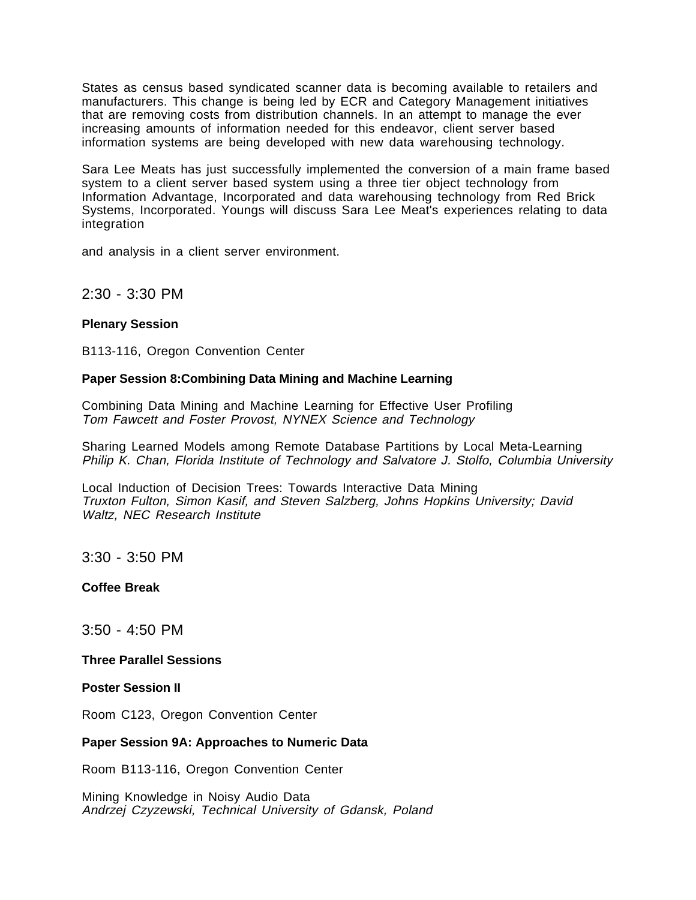States as census based syndicated scanner data is becoming available to retailers and manufacturers. This change is being led by ECR and Category Management initiatives that are removing costs from distribution channels. In an attempt to manage the ever increasing amounts of information needed for this endeavor, client server based information systems are being developed with new data warehousing technology.

Sara Lee Meats has just successfully implemented the conversion of a main frame based system to a client server based system using a three tier object technology from Information Advantage, Incorporated and data warehousing technology from Red Brick Systems, Incorporated. Youngs will discuss Sara Lee Meat's experiences relating to data integration

and analysis in a client server environment.

## 2:30 - 3:30 PM

**Plenary Session**

B113-116, Oregon Convention Center

**Paper Session 8:Combining Data Mining and Machine Learning**

Combining Data Mining and Machine Learning for Effective User Profiling
*Tom Fawcett and Foster Provost, NYNEX Science and Technology*

Sharing Learned Models among Remote Database Partitions by Local Meta-Learning
*Philip K. Chan, Florida Institute of Technology and Salvatore J. Stolfo, Columbia University*

Local Induction of Decision Trees: Towards Interactive Data Mining
*Truxton Fulton, Simon Kasif, and Steven Salzberg, Johns Hopkins University; David Waltz, NEC Research Institute*

## 3:30 - 3:50 PM

**Coffee Break**

## 3:50 - 4:50 PM

**Three Parallel Sessions**

**Poster Session II**

Room C123, Oregon Convention Center

**Paper Session 9A: Approaches to Numeric Data**

Room B113-116, Oregon Convention Center

Mining Knowledge in Noisy Audio Data
*Andrzej Czyzewski, Technical University of Gdansk, Poland*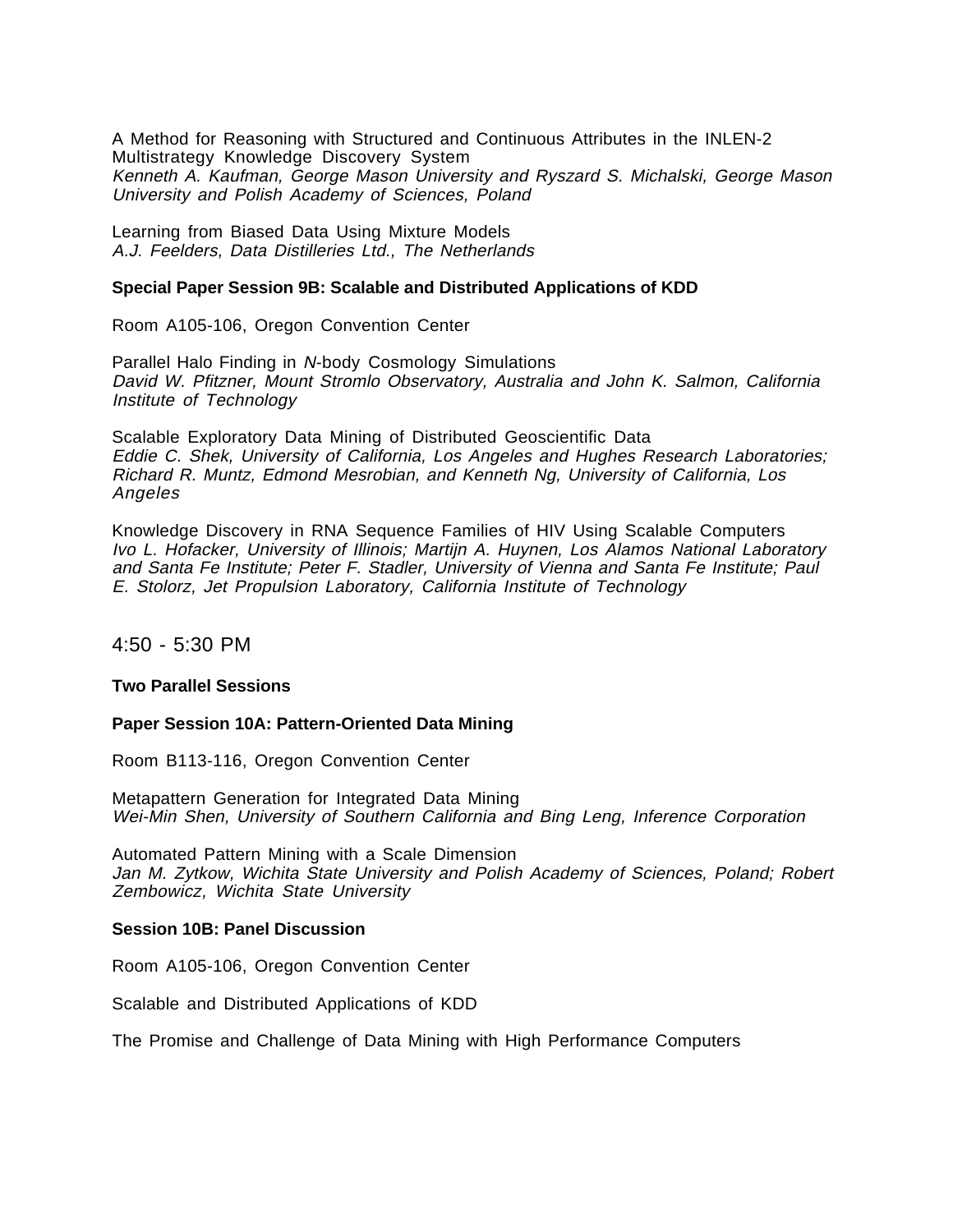A Method for Reasoning with Structured and Continuous Attributes in the INLEN-2 Multistrategy Knowledge Discovery System
*Kenneth A. Kaufman, George Mason University and Ryszard S. Michalski, George Mason University and Polish Academy of Sciences, Poland*

Learning from Biased Data Using Mixture Models
*A.J. Feelders, Data Distilleries Ltd., The Netherlands*

**Special Paper Session 9B: Scalable and Distributed Applications of KDD**

Room A105-106, Oregon Convention Center

Parallel Halo Finding in *N*-body Cosmology Simulations
*David W. Pfitzner, Mount Stromlo Observatory, Australia and John K. Salmon, California Institute of Technology*

Scalable Exploratory Data Mining of Distributed Geoscientific Data
*Eddie C. Shek, University of California, Los Angeles and Hughes Research Laboratories; Richard R. Muntz, Edmond Mesrobian, and Kenneth Ng, University of California, Los Angeles*

Knowledge Discovery in RNA Sequence Families of HIV Using Scalable Computers
*Ivo L. Hofacker, University of Illinois; Martijn A. Huynen, Los Alamos National Laboratory and Santa Fe Institute; Peter F. Stadler, University of Vienna and Santa Fe Institute; Paul E. Stolorz, Jet Propulsion Laboratory, California Institute of Technology*

## 4:50 - 5:30 PM

**Two Parallel Sessions**

**Paper Session 10A: Pattern-Oriented Data Mining**

Room B113-116, Oregon Convention Center

Metapattern Generation for Integrated Data Mining
*Wei-Min Shen, University of Southern California and Bing Leng, Inference Corporation*

Automated Pattern Mining with a Scale Dimension
*Jan M. Zytkow, Wichita State University and Polish Academy of Sciences, Poland; Robert Zembowicz, Wichita State University*

**Session 10B: Panel Discussion**

Room A105-106, Oregon Convention Center

Scalable and Distributed Applications of KDD

The Promise and Challenge of Data Mining with High Performance Computers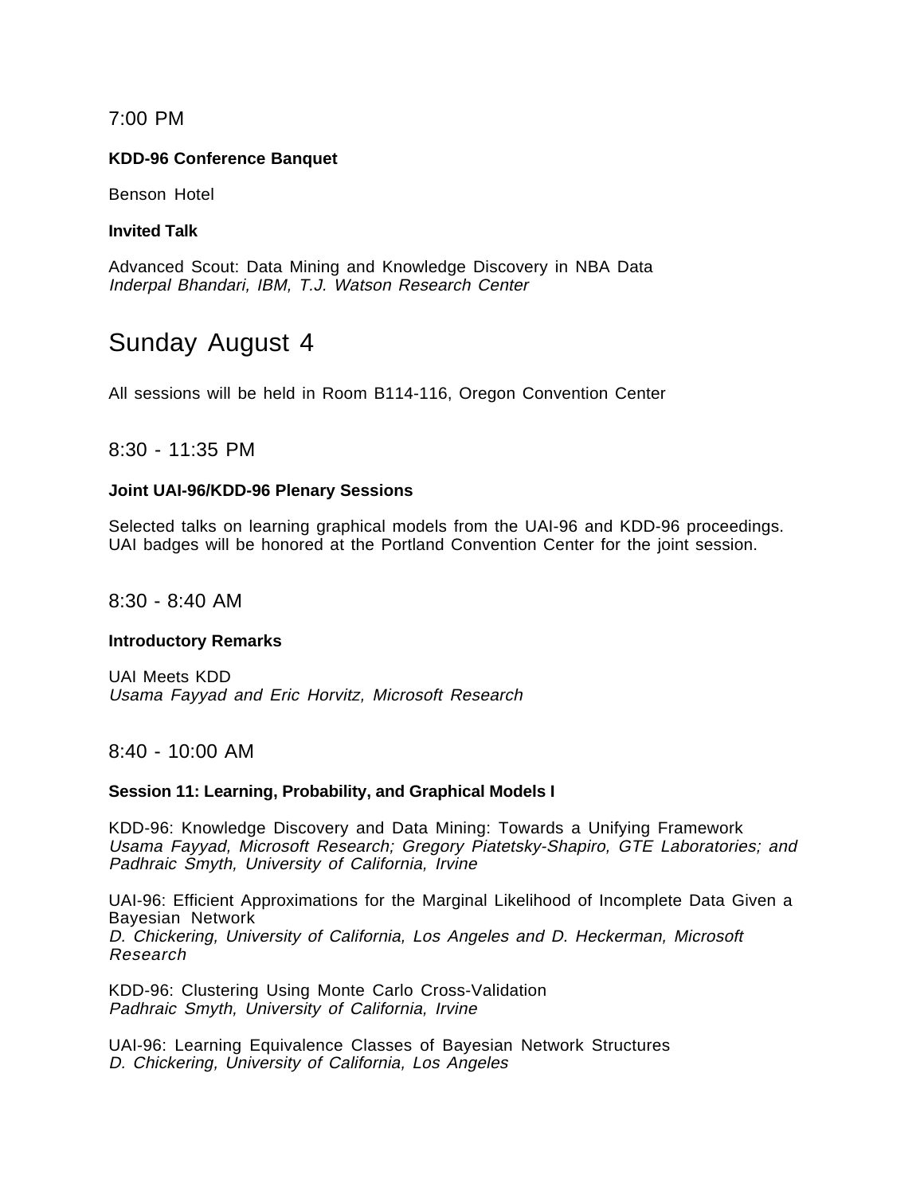7:00 PM

**KDD-96 Conference Banquet**

Benson Hotel

**Invited Talk**

Advanced Scout: Data Mining and Knowledge Discovery in NBA Data
*Inderpal Bhandari, IBM, T.J. Watson Research Center*

# Sunday August 4

All sessions will be held in Room B114-116, Oregon Convention Center

8:30 - 11:35 PM

**Joint UAI-96/KDD-96 Plenary Sessions**

Selected talks on learning graphical models from the UAI-96 and KDD-96 proceedings. UAI badges will be honored at the Portland Convention Center for the joint session.

8:30 - 8:40 AM

**Introductory Remarks**

UAI Meets KDD
*Usama Fayyad and Eric Horvitz, Microsoft Research*

8:40 - 10:00 AM

**Session 11: Learning, Probability, and Graphical Models I**

KDD-96: Knowledge Discovery and Data Mining: Towards a Unifying Framework
*Usama Fayyad, Microsoft Research; Gregory Piatetsky-Shapiro, GTE Laboratories; and Padhraic Smyth, University of California, Irvine*

UAI-96: Efficient Approximations for the Marginal Likelihood of Incomplete Data Given a Bayesian Network
*D. Chickering, University of California, Los Angeles and D. Heckerman, Microsoft Research*

KDD-96: Clustering Using Monte Carlo Cross-Validation
*Padhraic Smyth, University of California, Irvine*

UAI-96: Learning Equivalence Classes of Bayesian Network Structures
*D. Chickering, University of California, Los Angeles*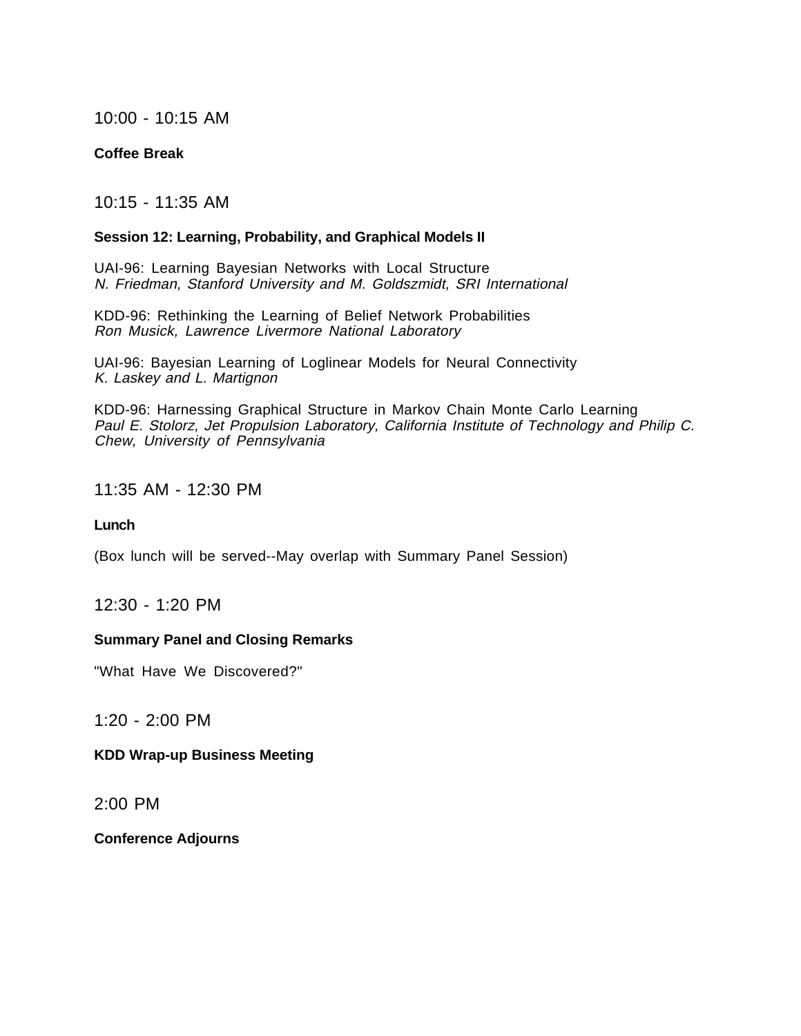10:00 - 10:15 AM

**Coffee Break**

10:15 - 11:35 AM

**Session 12: Learning, Probability, and Graphical Models II**

UAI-96: Learning Bayesian Networks with Local Structure
*N. Friedman, Stanford University and M. Goldszmidt, SRI International*

KDD-96: Rethinking the Learning of Belief Network Probabilities
*Ron Musick, Lawrence Livermore National Laboratory*

UAI-96: Bayesian Learning of Loglinear Models for Neural Connectivity
*K. Laskey and L. Martignon*

KDD-96: Harnessing Graphical Structure in Markov Chain Monte Carlo Learning
*Paul E. Stolorz, Jet Propulsion Laboratory, California Institute of Technology and Philip C. Chew, University of Pennsylvania*

11:35 AM - 12:30 PM

**Lunch**

(Box lunch will be served--May overlap with Summary Panel Session)

12:30 - 1:20 PM

**Summary Panel and Closing Remarks**

"What Have We Discovered?"

1:20 - 2:00 PM

**KDD Wrap-up Business Meeting**

2:00 PM

**Conference Adjourns**